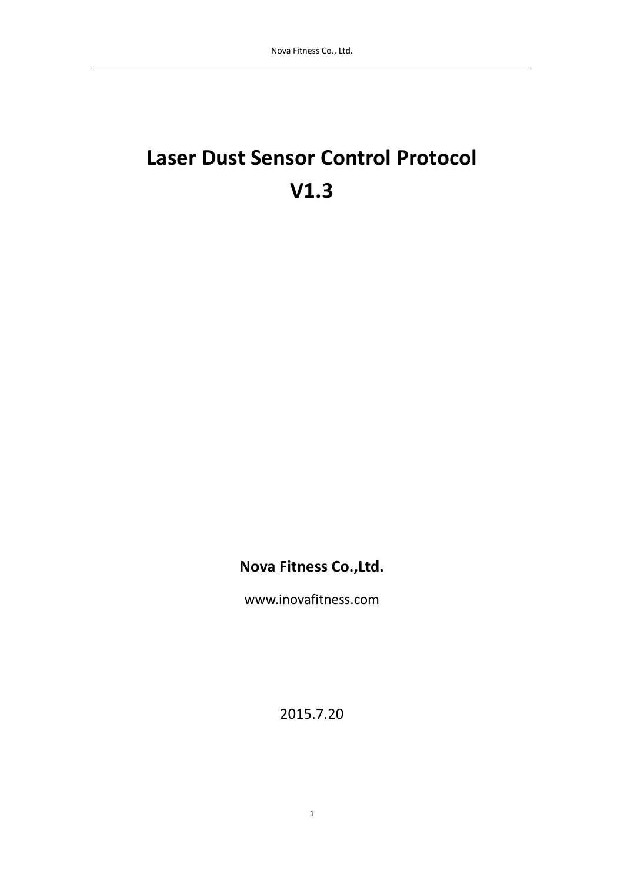# Laser Dust Sensor Control Protocol V1.3

**Nova Fitness Co.,Ltd.**

www.inovafitness.com

2015.7.20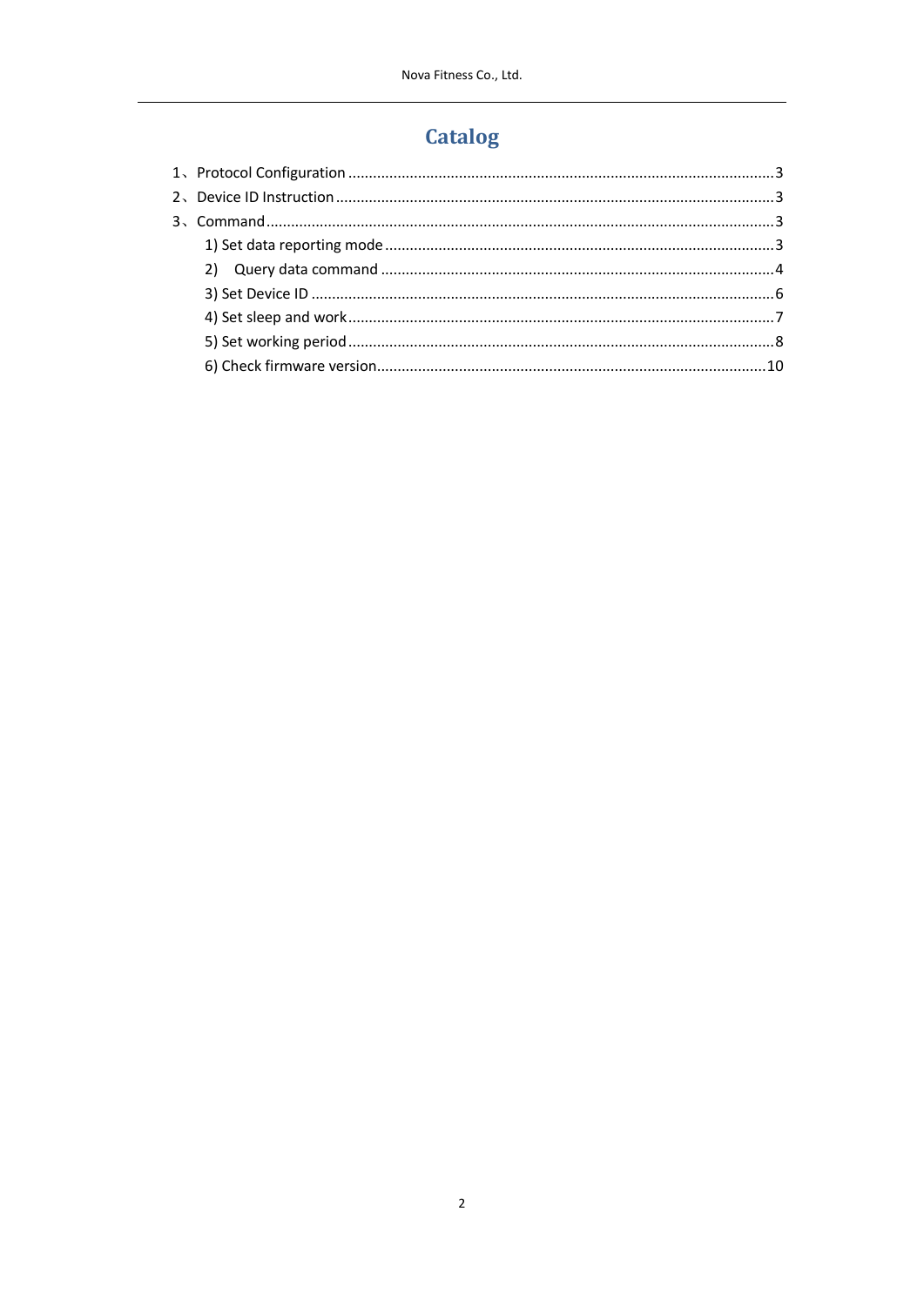# Catalog

1、Protocol Configuration ........................................................................................................3

2、Device ID Instruction ..........................................................................................................3

3、Command ..........................................................................................................................3

  1) Set data reporting mode ..............................................................................................3

  2) Query data command ...................................................................................................4

  3) Set Device ID ................................................................................................................6

  4) Set sleep and work ........................................................................................................7

  5) Set working period ........................................................................................................8

  6) Check firmware version ..............................................................................................10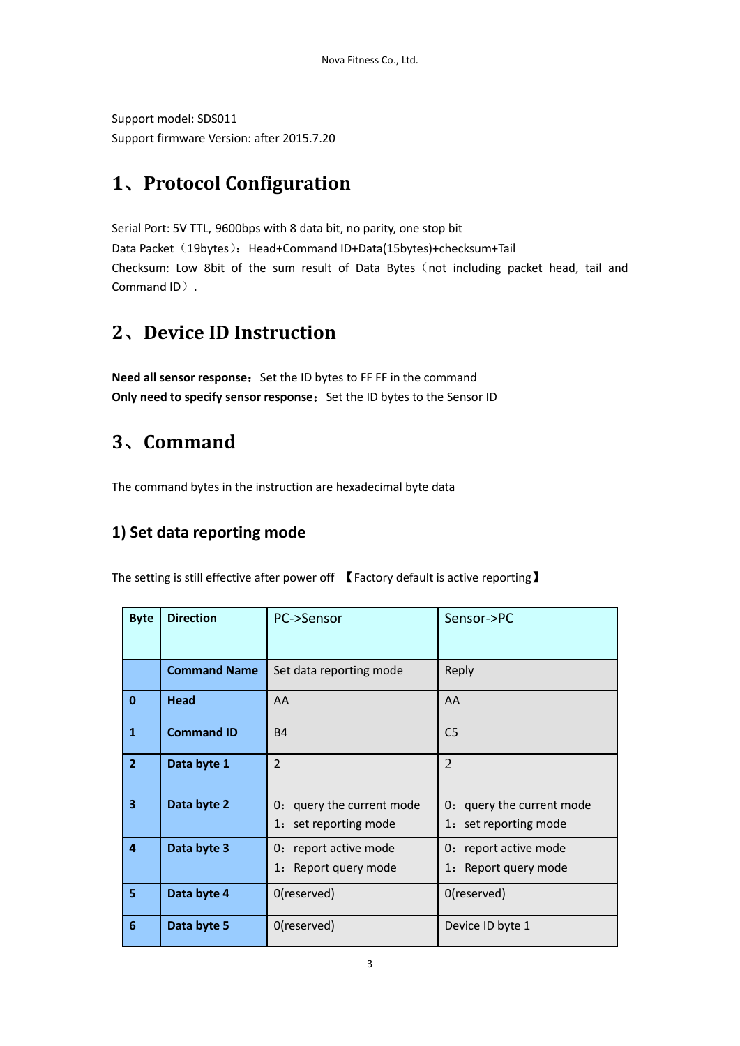Support model: SDS011
Support firmware Version: after 2015.7.20

# 1、Protocol Configuration

Serial Port: 5V TTL, 9600bps with 8 data bit, no parity, one stop bit
Data Packet（19bytes）：Head+Command ID+Data(15bytes)+checksum+Tail
Checksum: Low 8bit of the sum result of Data Bytes（not including packet head, tail and Command ID）.

# 2、Device ID Instruction

**Need all sensor response：** Set the ID bytes to FF FF in the command
**Only need to specify sensor response：** Set the ID bytes to the Sensor ID

# 3、Command

The command bytes in the instruction are hexadecimal byte data

## 1) Set data reporting mode

The setting is still effective after power off 【Factory default is active reporting】

| Byte | Direction | PC->Sensor | Sensor->PC |
|---|---|---|---|
| | **Command Name** | Set data reporting mode | Reply |
| **0** | **Head** | AA | AA |
| **1** | **Command ID** | B4 | C5 |
| **2** | **Data byte 1** | 2 | 2 |
| **3** | **Data byte 2** | 0：query the current mode<br>1：set reporting mode | 0：query the current mode<br>1：set reporting mode |
| **4** | **Data byte 3** | 0：report active mode<br>1：Report query mode | 0：report active mode<br>1：Report query mode |
| **5** | **Data byte 4** | 0(reserved) | 0(reserved) |
| **6** | **Data byte 5** | 0(reserved) | Device ID byte 1 |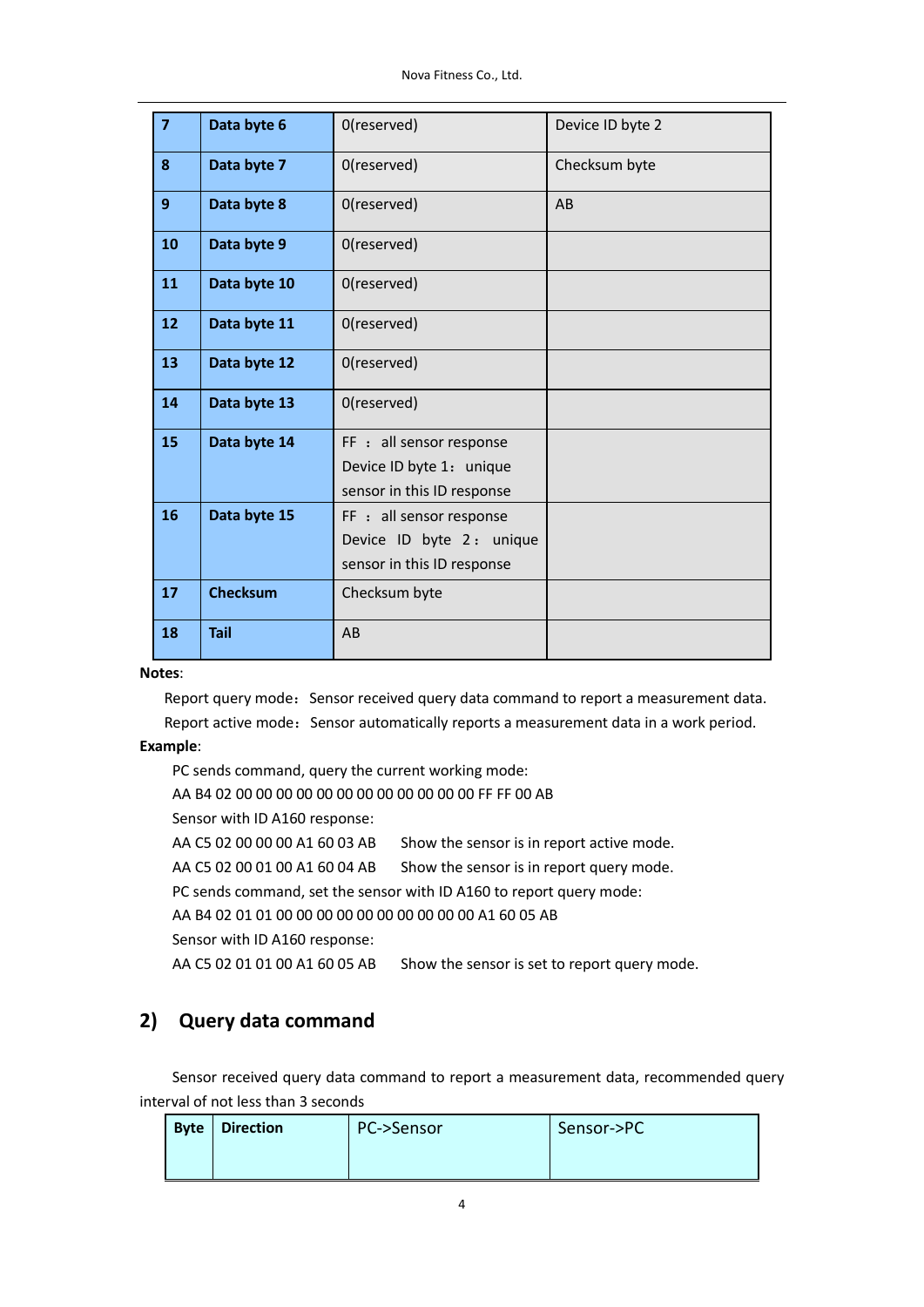| 7 | Data byte 6 | 0(reserved) | Device ID byte 2 |
|---|---|---|---|
| 8 | Data byte 7 | 0(reserved) | Checksum byte |
| 9 | Data byte 8 | 0(reserved) | AB |
| 10 | Data byte 9 | 0(reserved) | |
| 11 | Data byte 10 | 0(reserved) | |
| 12 | Data byte 11 | 0(reserved) | |
| 13 | Data byte 12 | 0(reserved) | |
| 14 | Data byte 13 | 0(reserved) | |
| 15 | Data byte 14 | FF ： all sensor response<br>Device ID byte 1： unique sensor in this ID response | |
| 16 | Data byte 15 | FF ： all sensor response<br>Device ID byte 2： unique sensor in this ID response | |
| 17 | Checksum | Checksum byte | |
| 18 | Tail | AB | |

**Notes**:

Report query mode： Sensor received query data command to report a measurement data.

Report active mode： Sensor automatically reports a measurement data in a work period.

**Example**:

PC sends command, query the current working mode:

AA B4 02 00 00 00 00 00 00 00 00 00 00 00 00 FF FF 00 AB

Sensor with ID A160 response:

AA C5 02 00 00 00 A1 60 03 AB  Show the sensor is in report active mode.

AA C5 02 00 01 00 A1 60 04 AB  Show the sensor is in report query mode.

PC sends command, set the sensor with ID A160 to report query mode:

AA B4 02 01 01 00 00 00 00 00 00 00 00 00 00 A1 60 05 AB

Sensor with ID A160 response:

AA C5 02 01 01 00 A1 60 05 AB  Show the sensor is set to report query mode.

## 2) Query data command

Sensor received query data command to report a measurement data, recommended query interval of not less than 3 seconds

| Byte | Direction | PC->Sensor | Sensor->PC |
|---|---|---|---|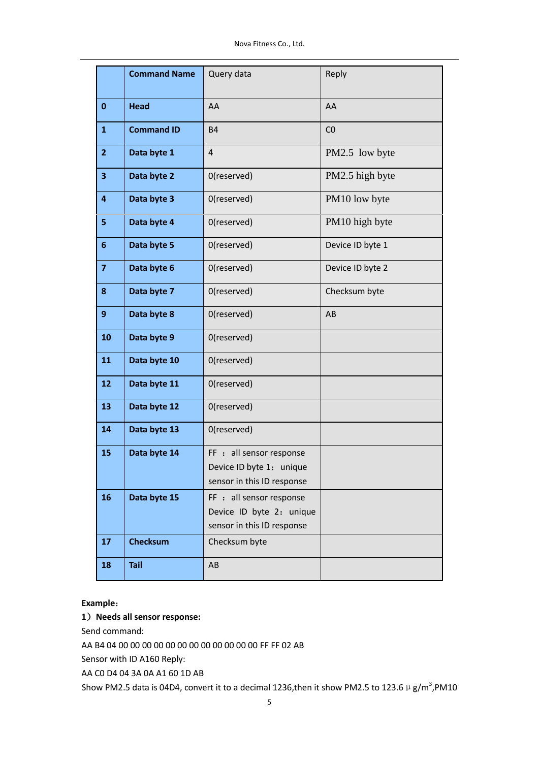|  | Command Name | Query data | Reply |
|---|---|---|---|
| 0 | Head | AA | AA |
| 1 | Command ID | B4 | C0 |
| 2 | Data byte 1 | 4 | PM2.5 low byte |
| 3 | Data byte 2 | 0(reserved) | PM2.5 high byte |
| 4 | Data byte 3 | 0(reserved) | PM10 low byte |
| 5 | Data byte 4 | 0(reserved) | PM10 high byte |
| 6 | Data byte 5 | 0(reserved) | Device ID byte 1 |
| 7 | Data byte 6 | 0(reserved) | Device ID byte 2 |
| 8 | Data byte 7 | 0(reserved) | Checksum byte |
| 9 | Data byte 8 | 0(reserved) | AB |
| 10 | Data byte 9 | 0(reserved) |  |
| 11 | Data byte 10 | 0(reserved) |  |
| 12 | Data byte 11 | 0(reserved) |  |
| 13 | Data byte 12 | 0(reserved) |  |
| 14 | Data byte 13 | 0(reserved) |  |
| 15 | Data byte 14 | FF ： all sensor response Device ID byte 1： unique sensor in this ID response |  |
| 16 | Data byte 15 | FF ： all sensor response Device ID byte 2： unique sensor in this ID response |  |
| 17 | Checksum | Checksum byte |  |
| 18 | Tail | AB |  |

**Example：**

**1）Needs all sensor response:**

Send command:

AA B4 04 00 00 00 00 00 00 00 00 00 00 00 00 FF FF 02 AB

Sensor with ID A160 Reply:

AA C0 D4 04 3A 0A A1 60 1D AB

Show PM2.5 data is 04D4, convert it to a decimal 1236,then it show PM2.5 to 123.6 μg/m$^3$,PM10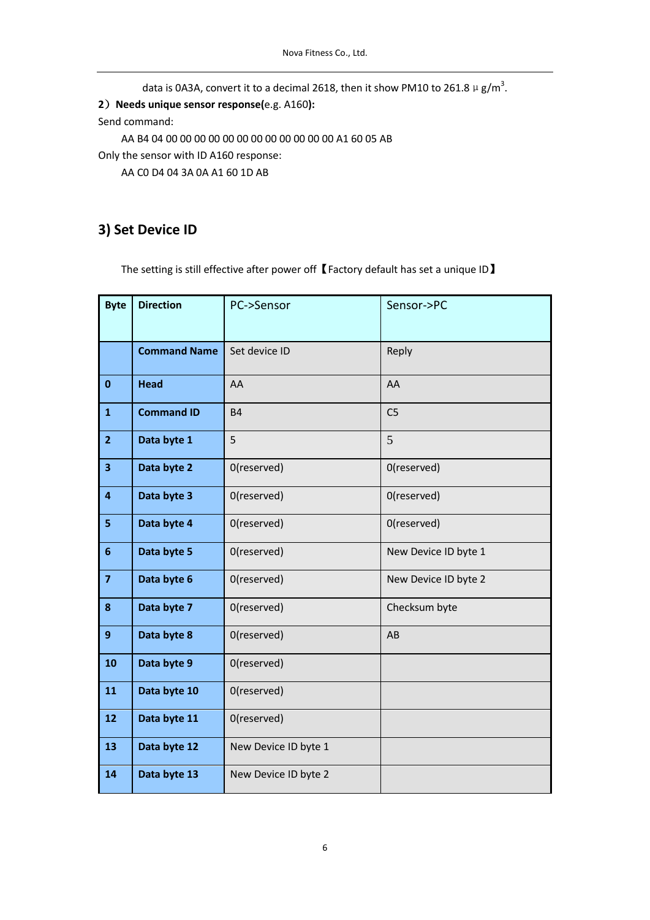data is 0A3A, convert it to a decimal 2618, then it show PM10 to 261.8 μ g/$m^3$.

**2）Needs unique sensor response(**e.g. A160**):**

Send command:

AA B4 04 00 00 00 00 00 00 00 00 00 00 00 00 00 A1 60 05 AB

Only the sensor with ID A160 response:

AA C0 D4 04 3A 0A A1 60 1D AB

## 3) Set Device ID

The setting is still effective after power off【Factory default has set a unique ID】

| Byte | Direction | PC->Sensor | Sensor->PC |
|---|---|---|---|
| | **Command Name** | Set device ID | Reply |
| 0 | **Head** | AA | AA |
| 1 | **Command ID** | B4 | C5 |
| 2 | **Data byte 1** | 5 | 5 |
| 3 | **Data byte 2** | 0(reserved) | 0(reserved) |
| 4 | **Data byte 3** | 0(reserved) | 0(reserved) |
| 5 | **Data byte 4** | 0(reserved) | 0(reserved) |
| 6 | **Data byte 5** | 0(reserved) | New Device ID byte 1 |
| 7 | **Data byte 6** | 0(reserved) | New Device ID byte 2 |
| 8 | **Data byte 7** | 0(reserved) | Checksum byte |
| 9 | **Data byte 8** | 0(reserved) | AB |
| 10 | **Data byte 9** | 0(reserved) | |
| 11 | **Data byte 10** | 0(reserved) | |
| 12 | **Data byte 11** | 0(reserved) | |
| 13 | **Data byte 12** | New Device ID byte 1 | |
| 14 | **Data byte 13** | New Device ID byte 2 | |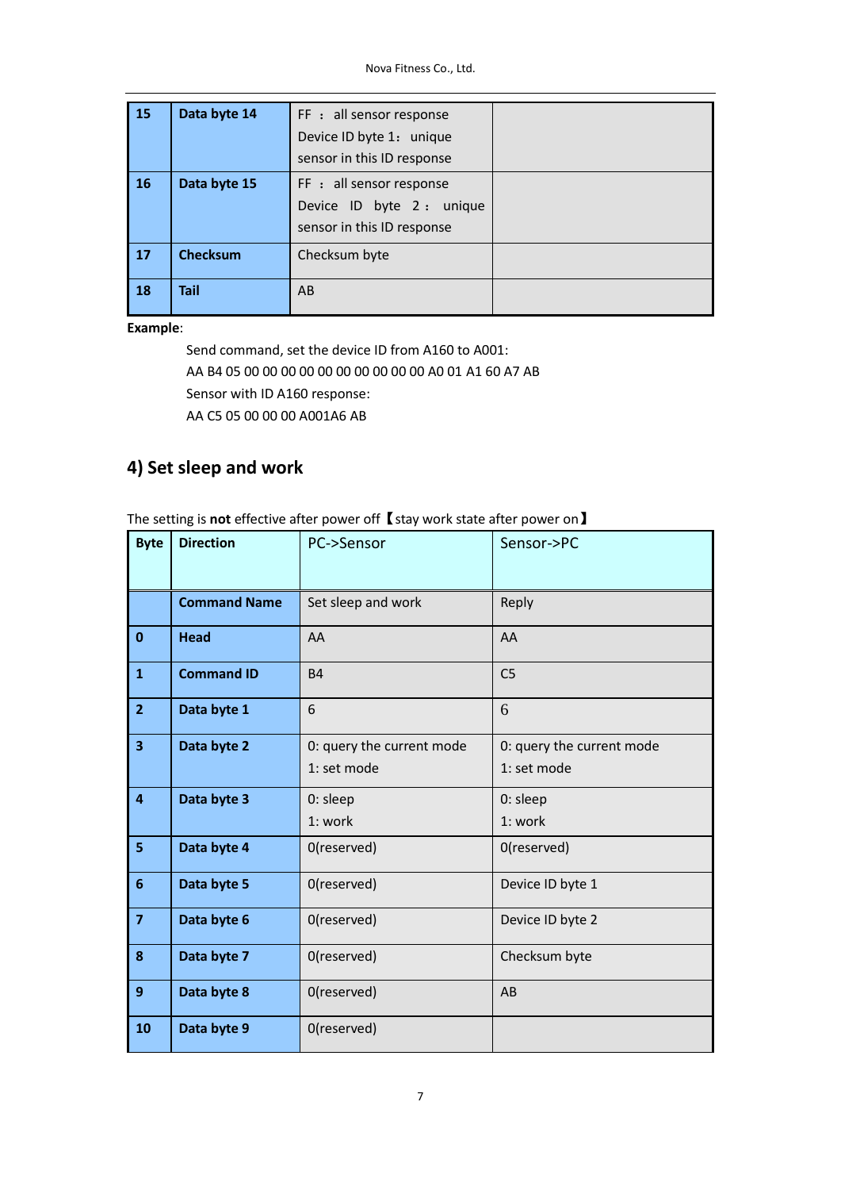| | | | |
|---|---|---|---|
| **15** | **Data byte 14** | FF ： all sensor response<br>Device ID byte 1： unique sensor in this ID response | |
| **16** | **Data byte 15** | FF ： all sensor response<br>Device ID byte 2： unique sensor in this ID response | |
| **17** | **Checksum** | Checksum byte | |
| **18** | **Tail** | AB | |

**Example**:

Send command, set the device ID from A160 to A001:

AA B4 05 00 00 00 00 00 00 00 00 00 00 A0 01 A1 60 A7 AB

Sensor with ID A160 response:

AA C5 05 00 00 00 A001A6 AB

## 4) Set sleep and work

The setting is **not** effective after power off【stay work state after power on】

| **Byte** | **Direction** | PC->Sensor | Sensor->PC |
|---|---|---|---|
| | **Command Name** | Set sleep and work | Reply |
| **0** | **Head** | AA | AA |
| **1** | **Command ID** | B4 | C5 |
| **2** | **Data byte 1** | 6 | 6 |
| **3** | **Data byte 2** | 0: query the current mode<br>1: set mode | 0: query the current mode<br>1: set mode |
| **4** | **Data byte 3** | 0: sleep<br>1: work | 0: sleep<br>1: work |
| **5** | **Data byte 4** | 0(reserved) | 0(reserved) |
| **6** | **Data byte 5** | 0(reserved) | Device ID byte 1 |
| **7** | **Data byte 6** | 0(reserved) | Device ID byte 2 |
| **8** | **Data byte 7** | 0(reserved) | Checksum byte |
| **9** | **Data byte 8** | 0(reserved) | AB |
| **10** | **Data byte 9** | 0(reserved) | |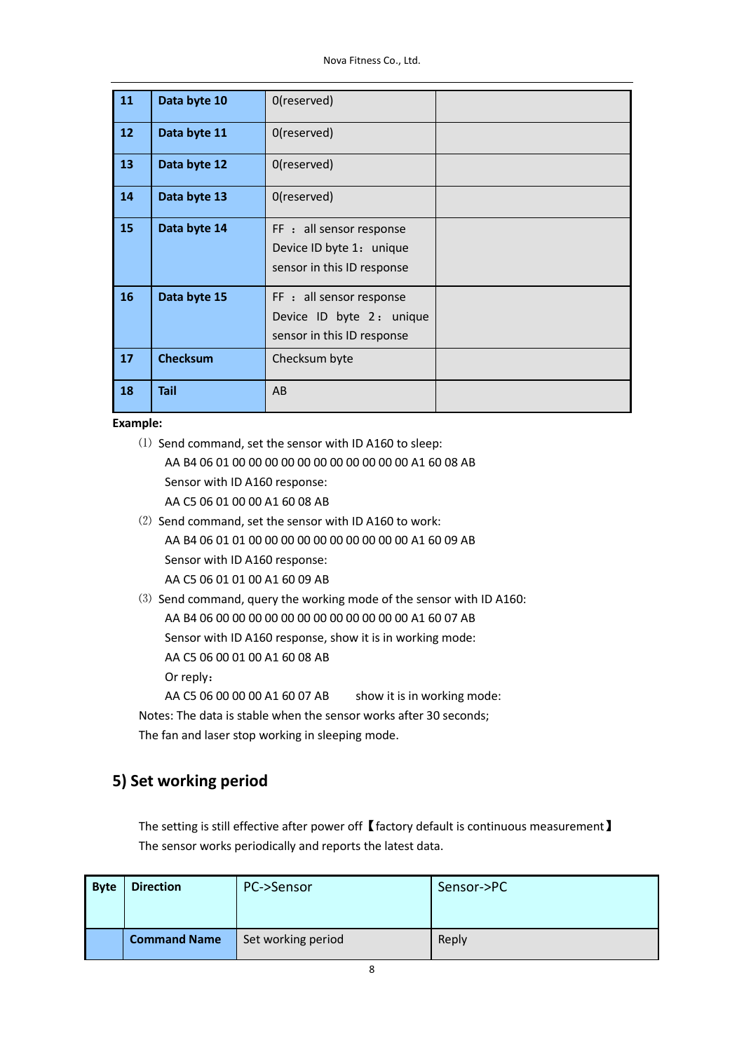| | | | |
|---|---|---|---|
| **11** | **Data byte 10** | 0(reserved) | |
| **12** | **Data byte 11** | 0(reserved) | |
| **13** | **Data byte 12** | 0(reserved) | |
| **14** | **Data byte 13** | 0(reserved) | |
| **15** | **Data byte 14** | FF ： all sensor response<br>Device ID byte 1： unique sensor in this ID response | |
| **16** | **Data byte 15** | FF ： all sensor response<br>Device ID byte 2： unique sensor in this ID response | |
| **17** | **Checksum** | Checksum byte | |
| **18** | **Tail** | AB | |

**Example:**

(1) Send command, set the sensor with ID A160 to sleep:

AA B4 06 01 00 00 00 00 00 00 00 00 00 00 00 A1 60 08 AB

Sensor with ID A160 response:

AA C5 06 01 00 00 A1 60 08 AB

(2) Send command, set the sensor with ID A160 to work:

AA B4 06 01 01 00 00 00 00 00 00 00 00 00 00 A1 60 09 AB

Sensor with ID A160 response:

AA C5 06 01 01 00 A1 60 09 AB

(3) Send command, query the working mode of the sensor with ID A160:

AA B4 06 00 00 00 00 00 00 00 00 00 00 00 00 A1 60 07 AB

Sensor with ID A160 response, show it is in working mode:

AA C5 06 00 01 00 A1 60 08 AB

Or reply：

AA C5 06 00 00 00 A1 60 07 AB show it is in working mode:

Notes: The data is stable when the sensor works after 30 seconds;

The fan and laser stop working in sleeping mode.

## 5) Set working period

The setting is still effective after power off【factory default is continuous measurement】

The sensor works periodically and reports the latest data.

| **Byte** | **Direction** | PC->Sensor | Sensor->PC |
|---|---|---|---|
| | **Command Name** | Set working period | Reply |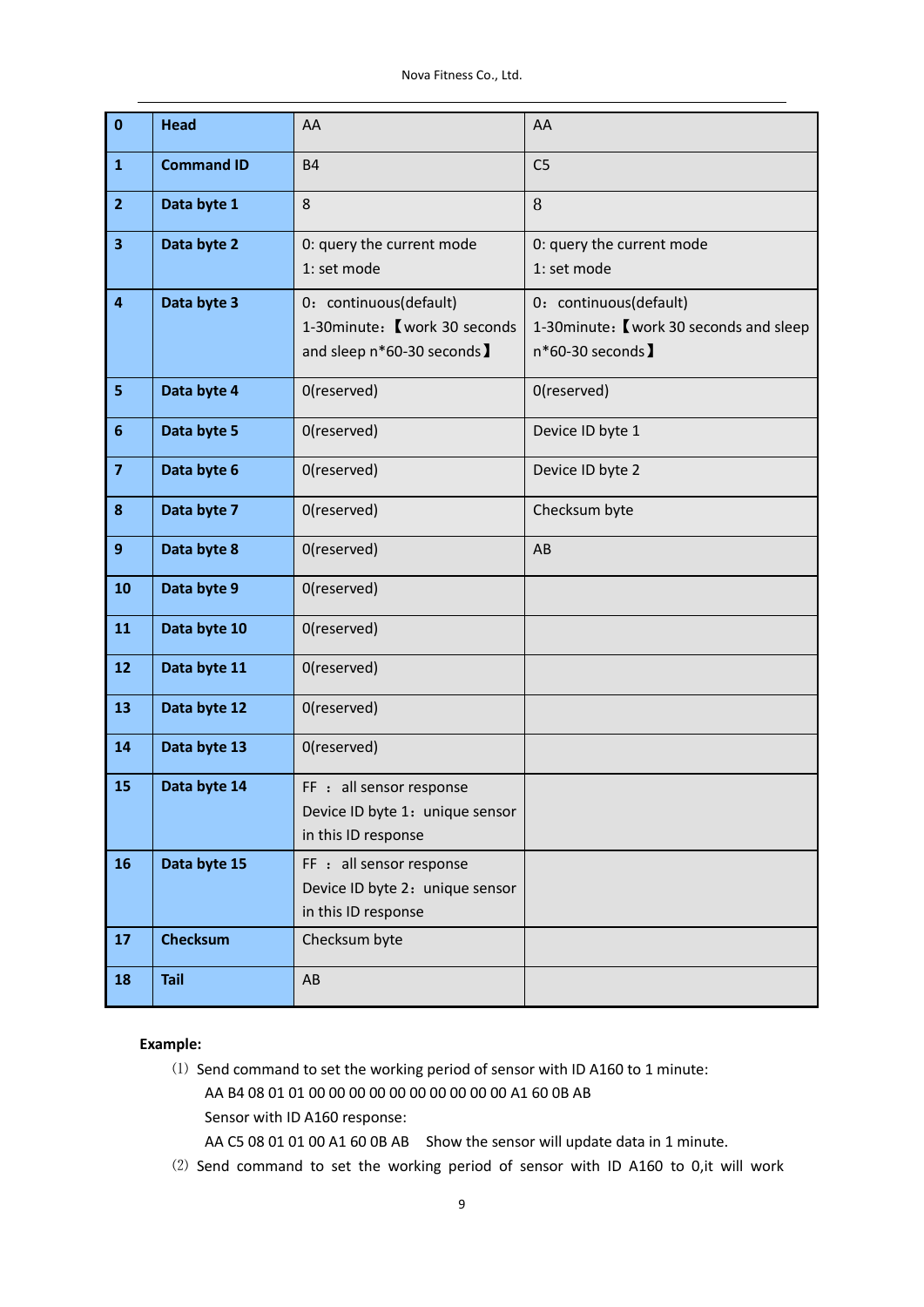| 0 | Head | AA | AA |
|---|---|---|---|
| 1 | Command ID | B4 | C5 |
| 2 | Data byte 1 | 8 | 8 |
| 3 | Data byte 2 | 0: query the current mode<br>1: set mode | 0: query the current mode<br>1: set mode |
| 4 | Data byte 3 | 0：continuous(default)<br>1-30minute:【work 30 seconds and sleep n*60-30 seconds】 | 0：continuous(default)<br>1-30minute:【work 30 seconds and sleep n*60-30 seconds】 |
| 5 | Data byte 4 | 0(reserved) | 0(reserved) |
| 6 | Data byte 5 | 0(reserved) | Device ID byte 1 |
| 7 | Data byte 6 | 0(reserved) | Device ID byte 2 |
| 8 | Data byte 7 | 0(reserved) | Checksum byte |
| 9 | Data byte 8 | 0(reserved) | AB |
| 10 | Data byte 9 | 0(reserved) | |
| 11 | Data byte 10 | 0(reserved) | |
| 12 | Data byte 11 | 0(reserved) | |
| 13 | Data byte 12 | 0(reserved) | |
| 14 | Data byte 13 | 0(reserved) | |
| 15 | Data byte 14 | FF ：all sensor response<br>Device ID byte 1：unique sensor in this ID response | |
| 16 | Data byte 15 | FF ：all sensor response<br>Device ID byte 2：unique sensor in this ID response | |
| 17 | Checksum | Checksum byte | |
| 18 | Tail | AB | |

**Example:**

(1) Send command to set the working period of sensor with ID A160 to 1 minute:

AA B4 08 01 01 00 00 00 00 00 00 00 00 00 00 A1 60 0B AB

Sensor with ID A160 response:

AA C5 08 01 01 00 A1 60 0B AB  Show the sensor will update data in 1 minute.

(2) Send command to set the working period of sensor with ID A160 to 0,it will work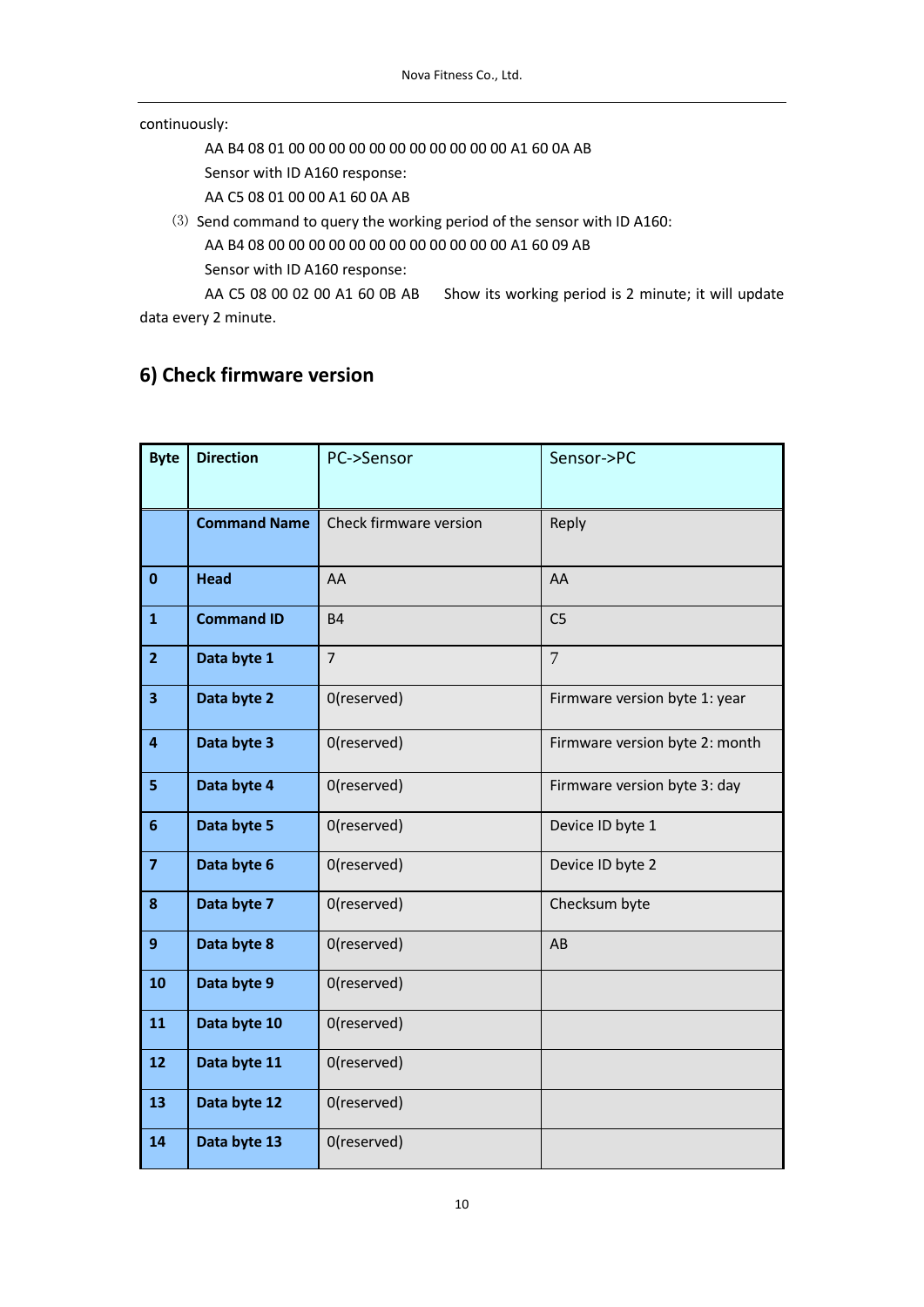continuously:

AA B4 08 01 00 00 00 00 00 00 00 00 00 00 00 A1 60 0A AB

Sensor with ID A160 response:

AA C5 08 01 00 00 A1 60 0A AB

(3) Send command to query the working period of the sensor with ID A160:

AA B4 08 00 00 00 00 00 00 00 00 00 00 00 00 A1 60 09 AB

Sensor with ID A160 response:

AA C5 08 00 02 00 A1 60 0B AB    Show its working period is 2 minute; it will update data every 2 minute.

## 6) Check firmware version

| Byte | Direction | PC->Sensor | Sensor->PC |
|---|---|---|---|
| | **Command Name** | Check firmware version | Reply |
| **0** | **Head** | AA | AA |
| **1** | **Command ID** | B4 | C5 |
| **2** | **Data byte 1** | 7 | 7 |
| **3** | **Data byte 2** | 0(reserved) | Firmware version byte 1: year |
| **4** | **Data byte 3** | 0(reserved) | Firmware version byte 2: month |
| **5** | **Data byte 4** | 0(reserved) | Firmware version byte 3: day |
| **6** | **Data byte 5** | 0(reserved) | Device ID byte 1 |
| **7** | **Data byte 6** | 0(reserved) | Device ID byte 2 |
| **8** | **Data byte 7** | 0(reserved) | Checksum byte |
| **9** | **Data byte 8** | 0(reserved) | AB |
| **10** | **Data byte 9** | 0(reserved) | |
| **11** | **Data byte 10** | 0(reserved) | |
| **12** | **Data byte 11** | 0(reserved) | |
| **13** | **Data byte 12** | 0(reserved) | |
| **14** | **Data byte 13** | 0(reserved) | |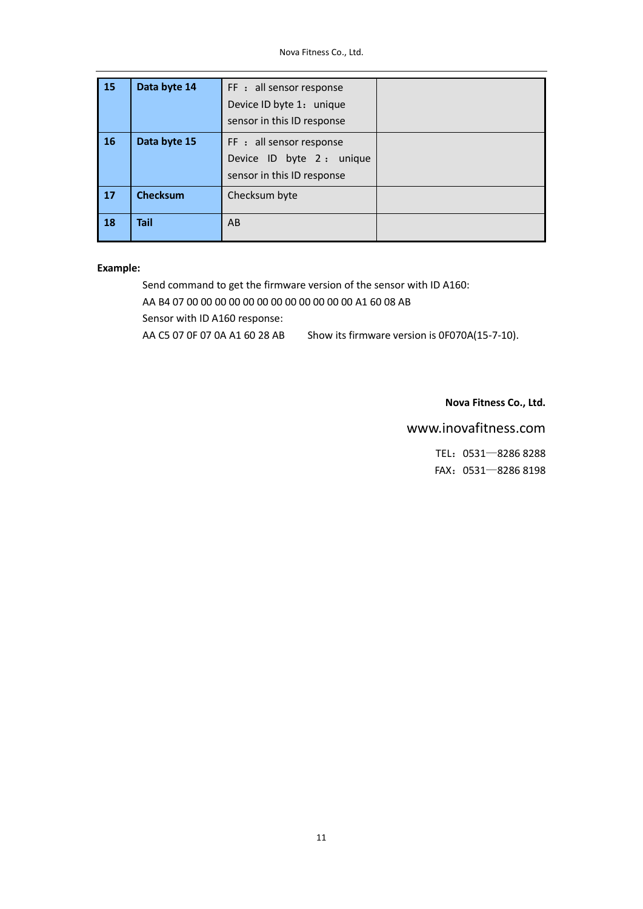| | | | |
|---|---|---|---|
| **15** | **Data byte 14** | FF ： all sensor response<br>Device ID byte 1： unique sensor in this ID response | |
| **16** | **Data byte 15** | FF ： all sensor response<br>Device ID byte 2： unique sensor in this ID response | |
| **17** | **Checksum** | Checksum byte | |
| **18** | **Tail** | AB | |

**Example:**

Send command to get the firmware version of the sensor with ID A160:

AA B4 07 00 00 00 00 00 00 00 00 00 00 00 00 A1 60 08 AB

Sensor with ID A160 response:

AA C5 07 0F 07 0A A1 60 28 AB    Show its firmware version is 0F070A(15-7-10).

**Nova Fitness Co., Ltd.**

www.inovafitness.com

TEL：0531—8286 8288

FAX：0531—8286 8198